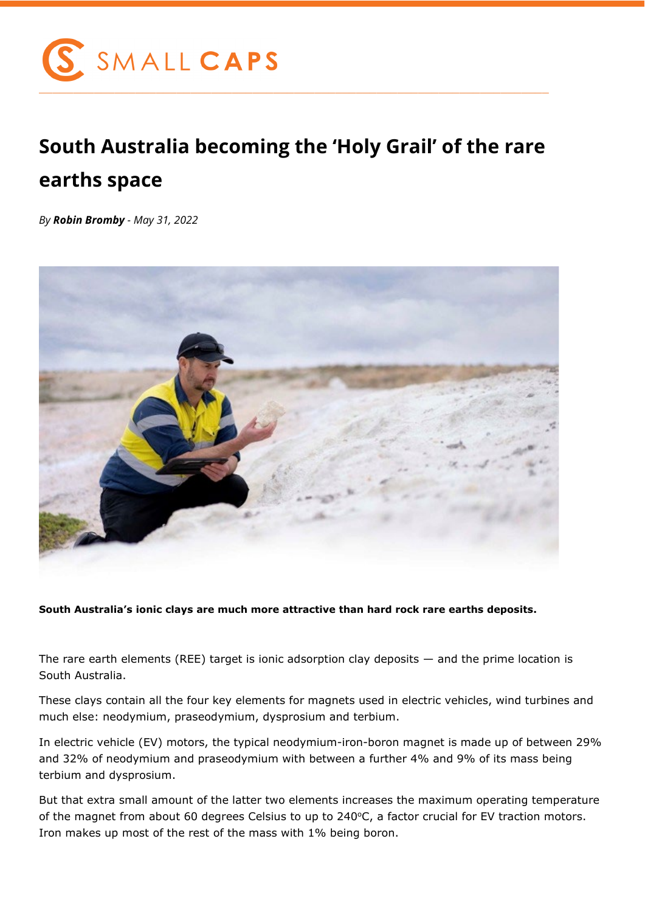# South Australia becoming the 'Holy Grail' of the rare earths space

*By **Robin Bromby** - May 31, 2022*

**South Australia's ionic clays are much more attractive than hard rock rare earths deposits.**

The rare earth elements (REE) target is ionic adsorption clay deposits — and the prime location is South Australia.

These clays contain all the four key elements for magnets used in electric vehicles, wind turbines and much else: neodymium, praseodymium, dysprosium and terbium.

In electric vehicle (EV) motors, the typical neodymium-iron-boron magnet is made up of between 29% and 32% of neodymium and praseodymium with between a further 4% and 9% of its mass being terbium and dysprosium.

But that extra small amount of the latter two elements increases the maximum operating temperature of the magnet from about 60 degrees Celsius to up to 240°C, a factor crucial for EV traction motors. Iron makes up most of the rest of the mass with 1% being boron.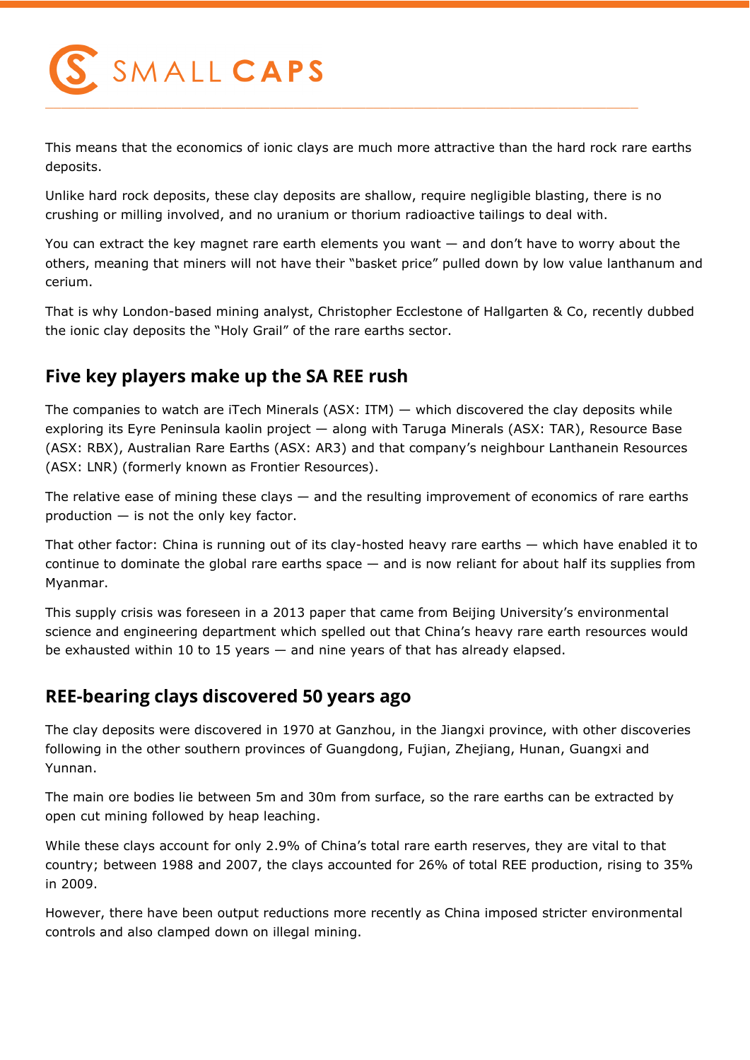This means that the economics of ionic clays are much more attractive than the hard rock rare earths deposits.

Unlike hard rock deposits, these clay deposits are shallow, require negligible blasting, there is no crushing or milling involved, and no uranium or thorium radioactive tailings to deal with.

You can extract the key magnet rare earth elements you want — and don't have to worry about the others, meaning that miners will not have their "basket price" pulled down by low value lanthanum and cerium.

That is why London-based mining analyst, Christopher Ecclestone of Hallgarten & Co, recently dubbed the ionic clay deposits the "Holy Grail" of the rare earths sector.

## Five key players make up the SA REE rush

The companies to watch are iTech Minerals (ASX: ITM) — which discovered the clay deposits while exploring its Eyre Peninsula kaolin project — along with Taruga Minerals (ASX: TAR), Resource Base (ASX: RBX), Australian Rare Earths (ASX: AR3) and that company's neighbour Lanthanein Resources (ASX: LNR) (formerly known as Frontier Resources).

The relative ease of mining these clays — and the resulting improvement of economics of rare earths production — is not the only key factor.

That other factor: China is running out of its clay-hosted heavy rare earths — which have enabled it to continue to dominate the global rare earths space — and is now reliant for about half its supplies from Myanmar.

This supply crisis was foreseen in a 2013 paper that came from Beijing University's environmental science and engineering department which spelled out that China's heavy rare earth resources would be exhausted within 10 to 15 years — and nine years of that has already elapsed.

## REE-bearing clays discovered 50 years ago

The clay deposits were discovered in 1970 at Ganzhou, in the Jiangxi province, with other discoveries following in the other southern provinces of Guangdong, Fujian, Zhejiang, Hunan, Guangxi and Yunnan.

The main ore bodies lie between 5m and 30m from surface, so the rare earths can be extracted by open cut mining followed by heap leaching.

While these clays account for only 2.9% of China's total rare earth reserves, they are vital to that country; between 1988 and 2007, the clays accounted for 26% of total REE production, rising to 35% in 2009.

However, there have been output reductions more recently as China imposed stricter environmental controls and also clamped down on illegal mining.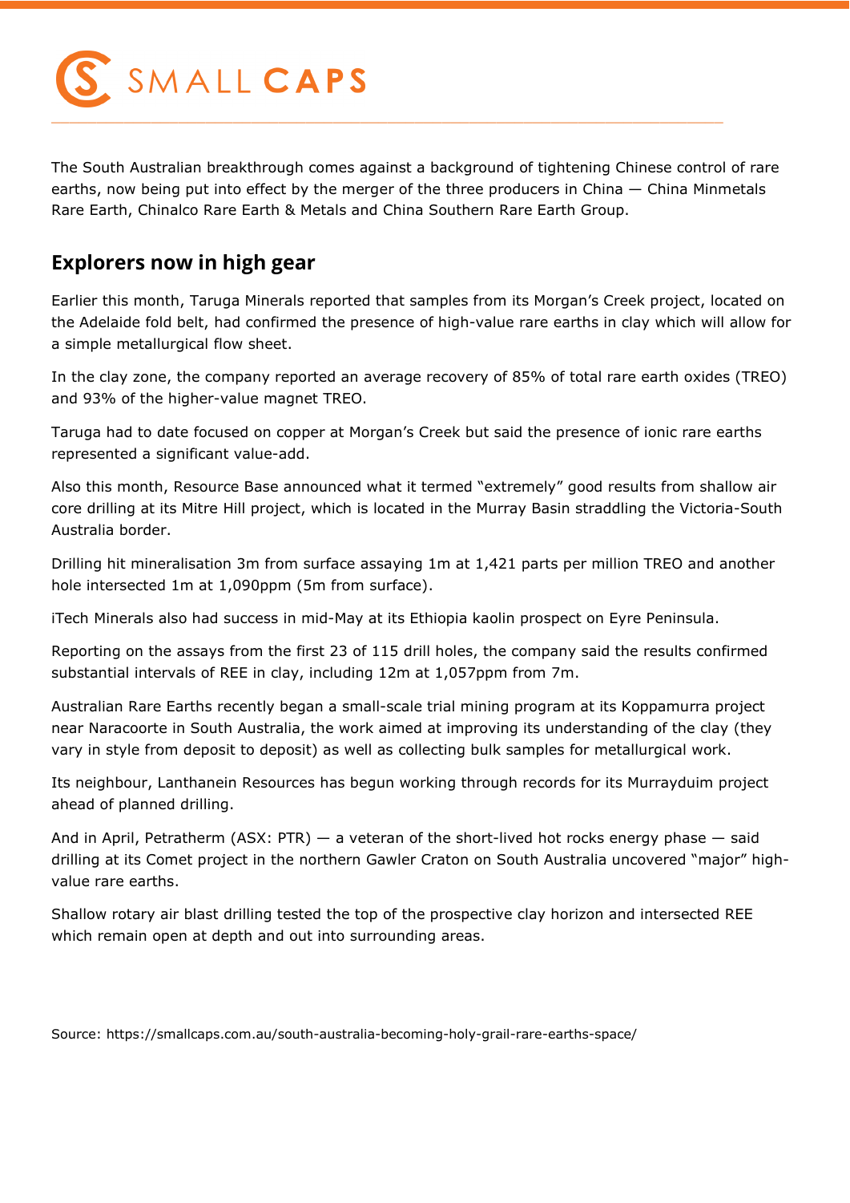The South Australian breakthrough comes against a background of tightening Chinese control of rare earths, now being put into effect by the merger of the three producers in China — China Minmetals Rare Earth, Chinalco Rare Earth & Metals and China Southern Rare Earth Group.

## Explorers now in high gear

Earlier this month, Taruga Minerals reported that samples from its Morgan's Creek project, located on the Adelaide fold belt, had confirmed the presence of high-value rare earths in clay which will allow for a simple metallurgical flow sheet.

In the clay zone, the company reported an average recovery of 85% of total rare earth oxides (TREO) and 93% of the higher-value magnet TREO.

Taruga had to date focused on copper at Morgan's Creek but said the presence of ionic rare earths represented a significant value-add.

Also this month, Resource Base announced what it termed "extremely" good results from shallow air core drilling at its Mitre Hill project, which is located in the Murray Basin straddling the Victoria-South Australia border.

Drilling hit mineralisation 3m from surface assaying 1m at 1,421 parts per million TREO and another hole intersected 1m at 1,090ppm (5m from surface).

iTech Minerals also had success in mid-May at its Ethiopia kaolin prospect on Eyre Peninsula.

Reporting on the assays from the first 23 of 115 drill holes, the company said the results confirmed substantial intervals of REE in clay, including 12m at 1,057ppm from 7m.

Australian Rare Earths recently began a small-scale trial mining program at its Koppamurra project near Naracoorte in South Australia, the work aimed at improving its understanding of the clay (they vary in style from deposit to deposit) as well as collecting bulk samples for metallurgical work.

Its neighbour, Lanthanein Resources has begun working through records for its Murrayduim project ahead of planned drilling.

And in April, Petratherm (ASX: PTR) — a veteran of the short-lived hot rocks energy phase — said drilling at its Comet project in the northern Gawler Craton on South Australia uncovered "major" high-value rare earths.

Shallow rotary air blast drilling tested the top of the prospective clay horizon and intersected REE which remain open at depth and out into surrounding areas.

Source: https://smallcaps.com.au/south-australia-becoming-holy-grail-rare-earths-space/